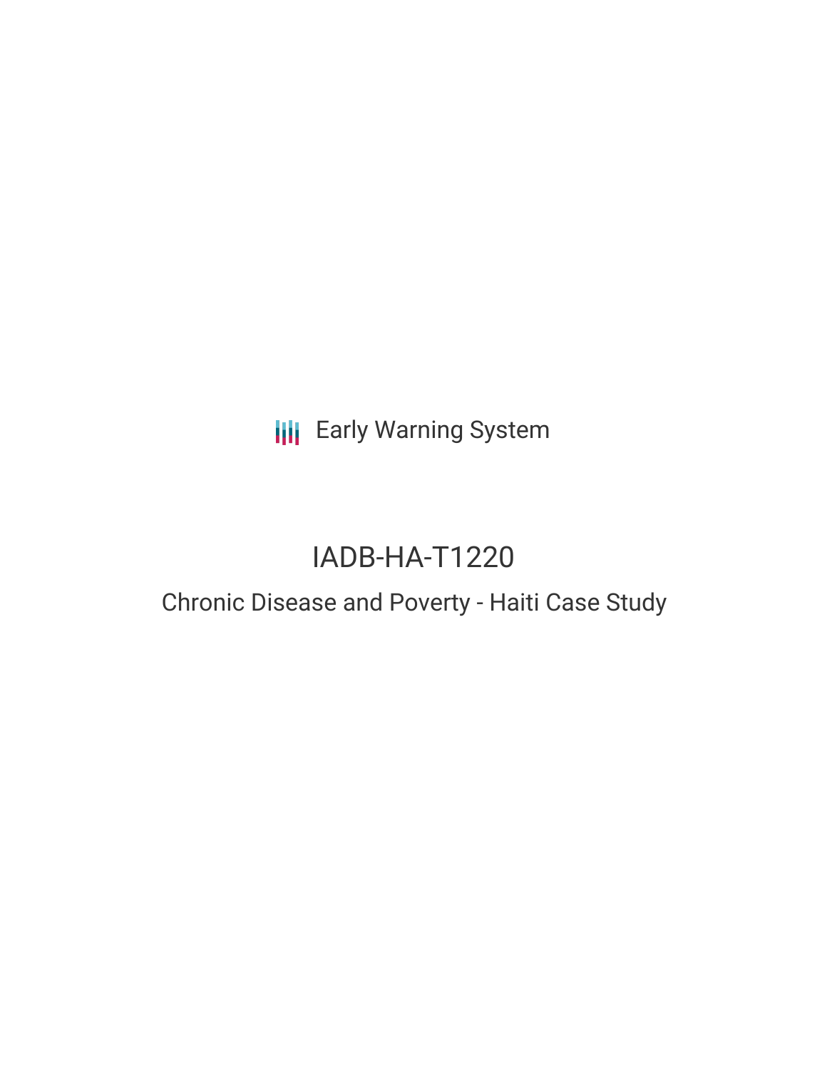Early Warning System

# IADB-HA-T1220

## Chronic Disease and Poverty - Haiti Case Study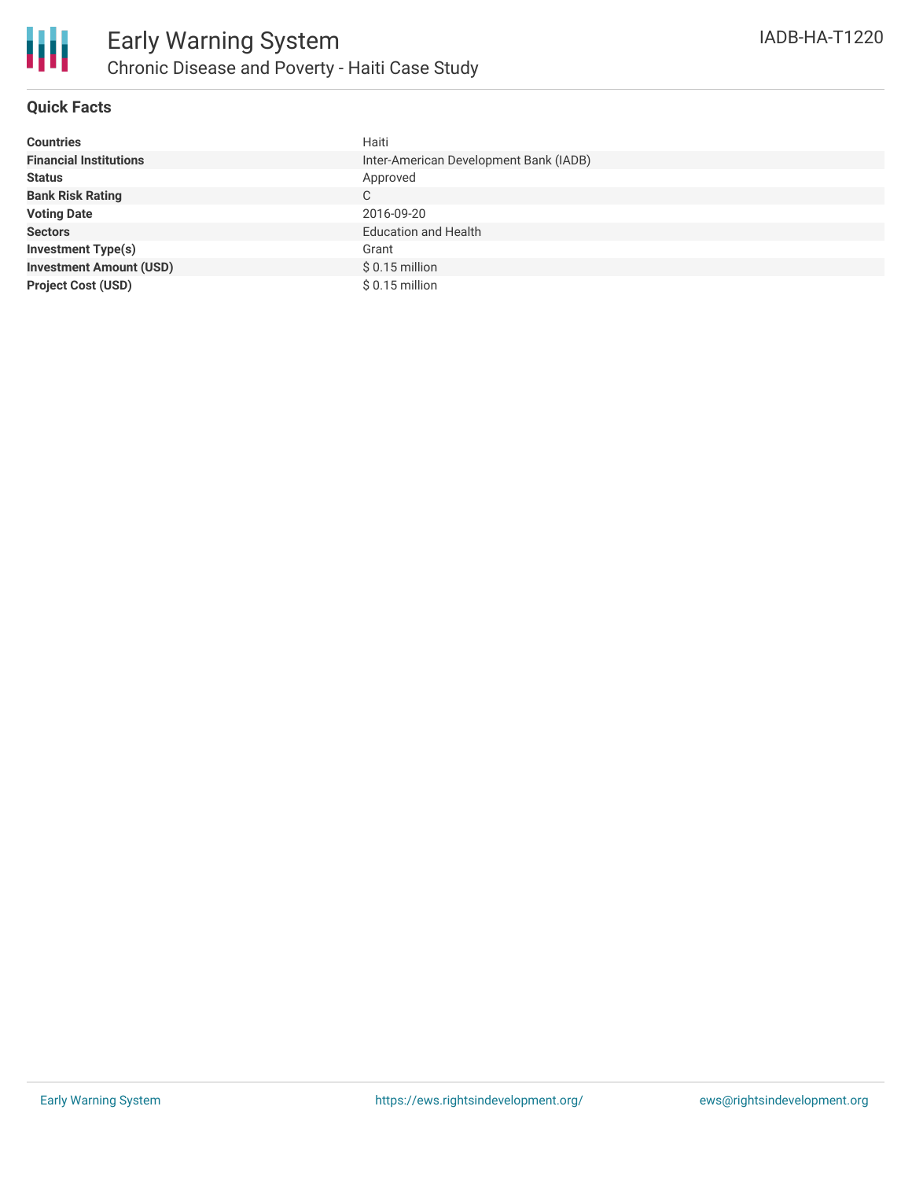# Early Warning System

## Chronic Disease and Poverty - Haiti Case Study

IADB-HA-T1220

### Quick Facts

| | |
|---|---|
| **Countries** | Haiti |
| **Financial Institutions** | Inter-American Development Bank (IADB) |
| **Status** | Approved |
| **Bank Risk Rating** | C |
| **Voting Date** | 2016-09-20 |
| **Sectors** | Education and Health |
| **Investment Type(s)** | Grant |
| **Investment Amount (USD)** | $ 0.15 million |
| **Project Cost (USD)** | $ 0.15 million |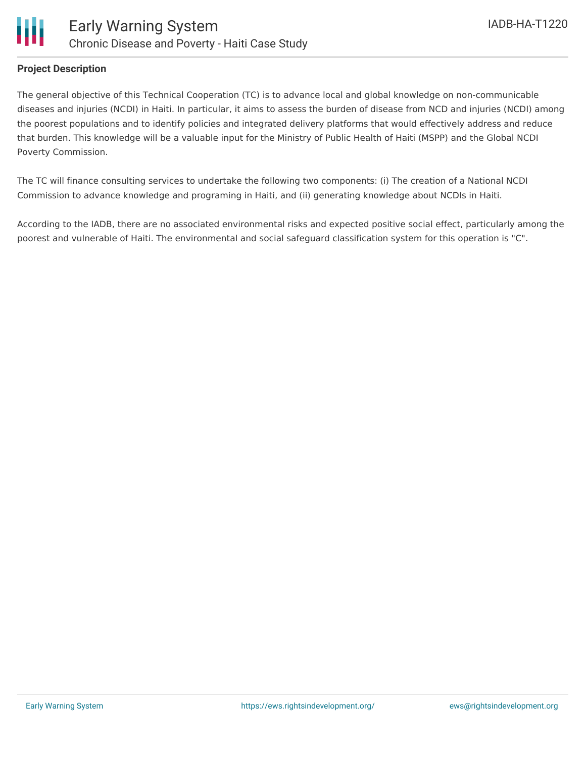## Project Description

The general objective of this Technical Cooperation (TC) is to advance local and global knowledge on non-communicable diseases and injuries (NCDI) in Haiti. In particular, it aims to assess the burden of disease from NCD and injuries (NCDI) among the poorest populations and to identify policies and integrated delivery platforms that would effectively address and reduce that burden. This knowledge will be a valuable input for the Ministry of Public Health of Haiti (MSPP) and the Global NCDI Poverty Commission.

The TC will finance consulting services to undertake the following two components: (i) The creation of a National NCDI Commission to advance knowledge and programing in Haiti, and (ii) generating knowledge about NCDIs in Haiti.

According to the IADB, there are no associated environmental risks and expected positive social effect, particularly among the poorest and vulnerable of Haiti. The environmental and social safeguard classification system for this operation is "C".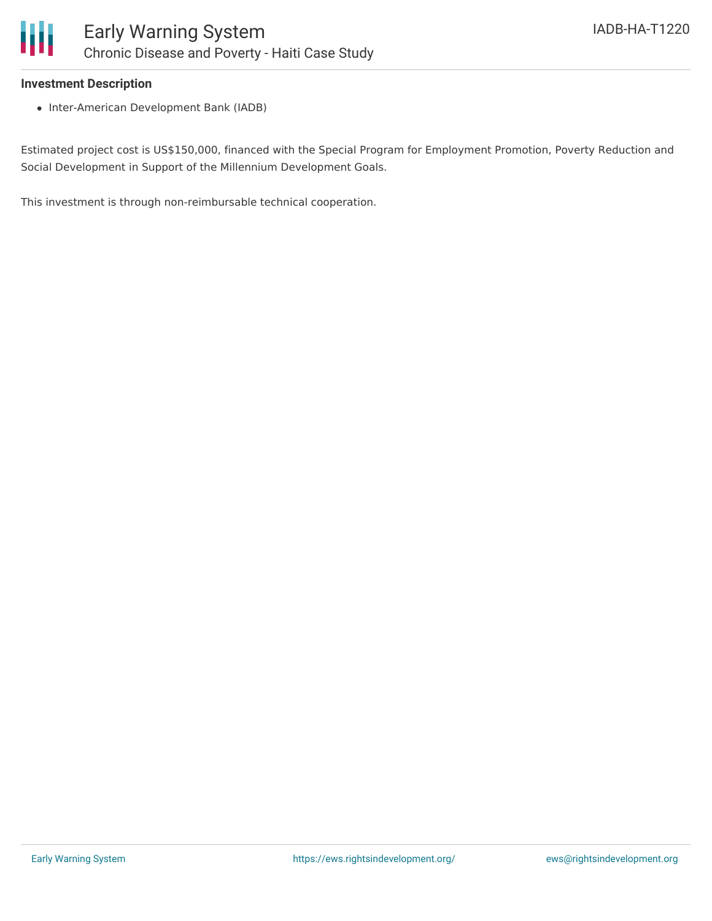### Investment Description

- Inter-American Development Bank (IADB)

Estimated project cost is US$150,000, financed with the Special Program for Employment Promotion, Poverty Reduction and Social Development in Support of the Millennium Development Goals.

This investment is through non-reimbursable technical cooperation.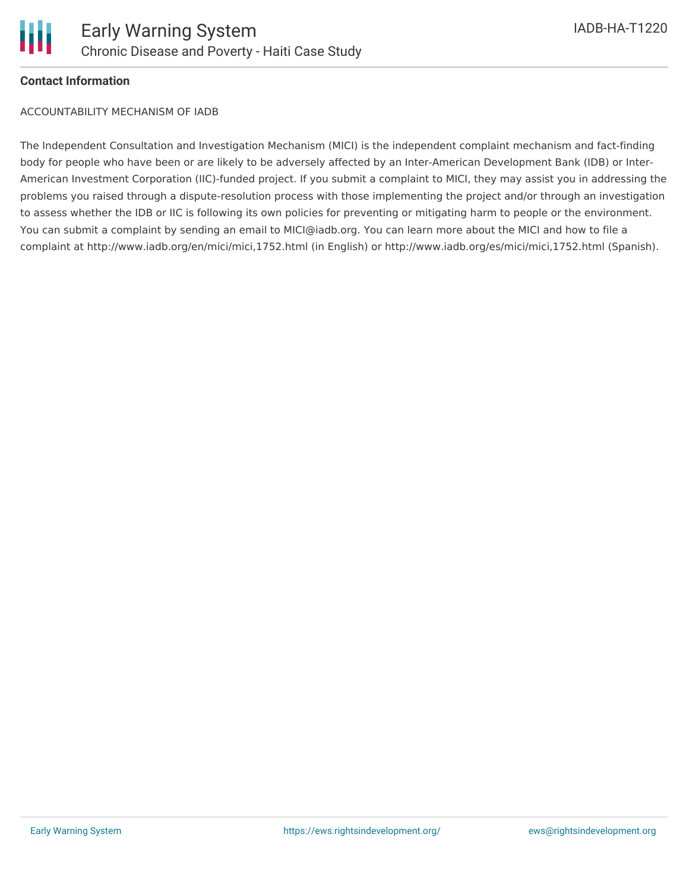**Contact Information**

ACCOUNTABILITY MECHANISM OF IADB

The Independent Consultation and Investigation Mechanism (MICI) is the independent complaint mechanism and fact-finding body for people who have been or are likely to be adversely affected by an Inter-American Development Bank (IDB) or Inter-American Investment Corporation (IIC)-funded project. If you submit a complaint to MICI, they may assist you in addressing the problems you raised through a dispute-resolution process with those implementing the project and/or through an investigation to assess whether the IDB or IIC is following its own policies for preventing or mitigating harm to people or the environment. You can submit a complaint by sending an email to MICI@iadb.org. You can learn more about the MICI and how to file a complaint at http://www.iadb.org/en/mici/mici,1752.html (in English) or http://www.iadb.org/es/mici/mici,1752.html (Spanish).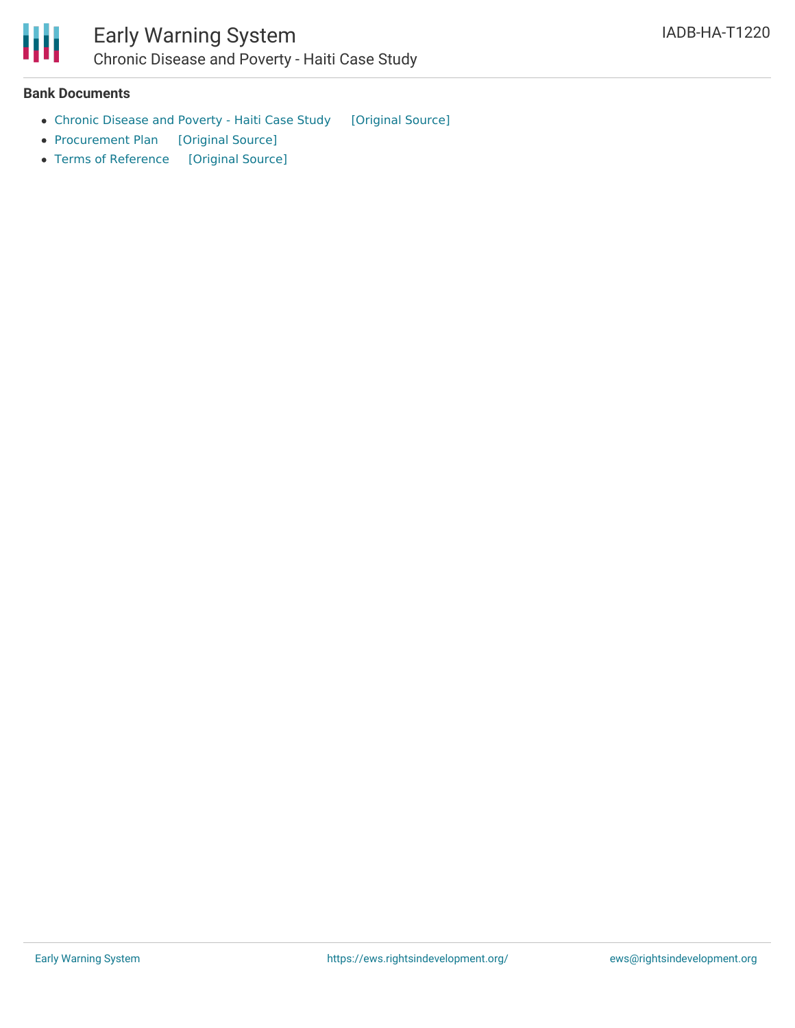## Bank Documents

- Chronic Disease and Poverty - Haiti Case Study [Original Source]
- Procurement Plan [Original Source]
- Terms of Reference [Original Source]